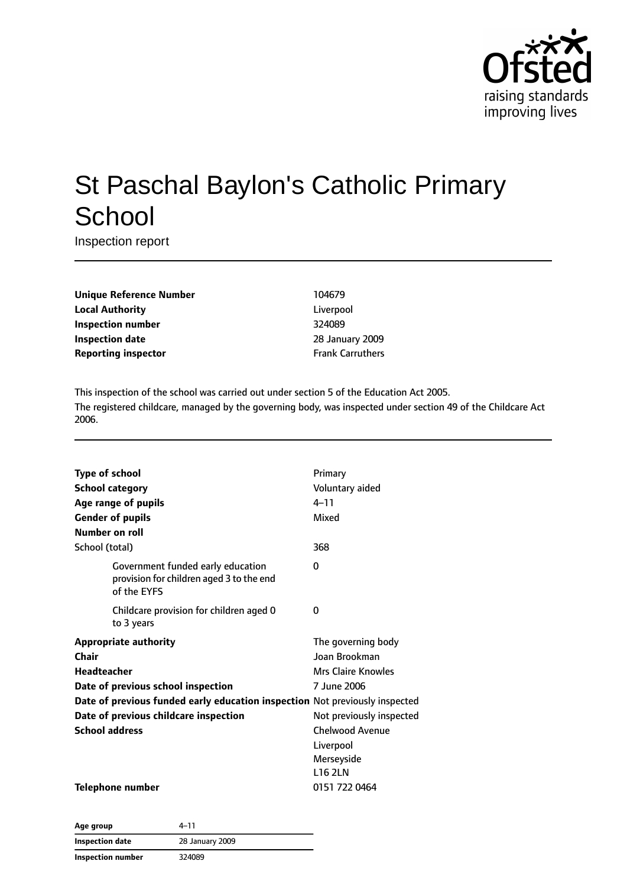# St Paschal Baylon's Catholic Primary School

Inspection report

| | |
|---|---|
| **Unique Reference Number** | 104679 |
| **Local Authority** | Liverpool |
| **Inspection number** | 324089 |
| **Inspection date** | 28 January 2009 |
| **Reporting inspector** | Frank Carruthers |

This inspection of the school was carried out under section 5 of the Education Act 2005.

The registered childcare, managed by the governing body, was inspected under section 49 of the Childcare Act 2006.

| | |
|---|---|
| **Type of school** | Primary |
| **School category** | Voluntary aided |
| **Age range of pupils** | 4–11 |
| **Gender of pupils** | Mixed |
| **Number on roll** | |
| School (total) | 368 |
| Government funded early education provision for children aged 3 to the end of the EYFS | 0 |
| Childcare provision for children aged 0 to 3 years | 0 |
| **Appropriate authority** | The governing body |
| **Chair** | Joan Brookman |
| **Headteacher** | Mrs Claire Knowles |
| **Date of previous school inspection** | 7 June 2006 |
| **Date of previous funded early education inspection** | Not previously inspected |
| **Date of previous childcare inspection** | Not previously inspected |
| **School address** | Chelwood Avenue<br>Liverpool<br>Merseyside<br>L16 2LN |
| **Telephone number** | 0151 722 0464 |

| **Age group** | 4–11 |
|---|---|
| **Inspection date** | 28 January 2009 |
| **Inspection number** | 324089 |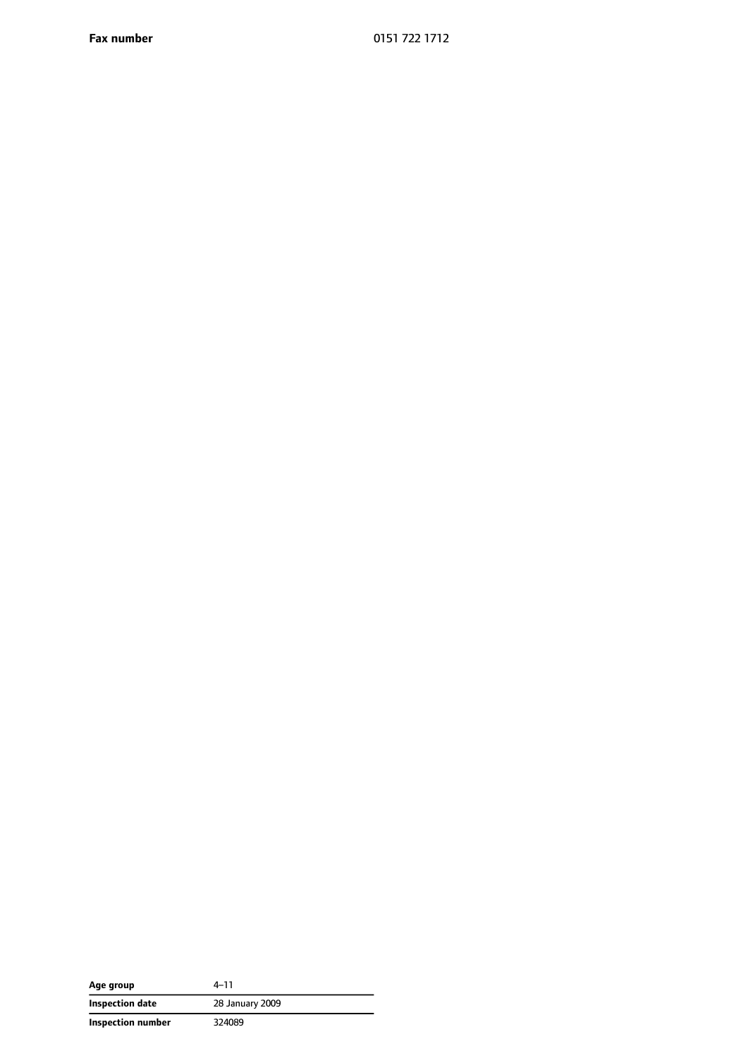| | |
|---|---|
| **Fax number** | 0151 722 1712 |

| | |
|---|---|
| **Age group** | 4–11 |
| **Inspection date** | 28 January 2009 |
| **Inspection number** | 324089 |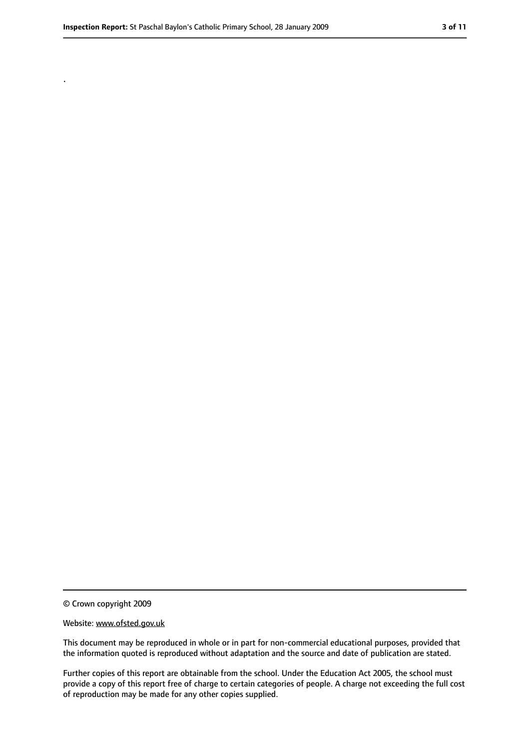.

© Crown copyright 2009

Website: www.ofsted.gov.uk

This document may be reproduced in whole or in part for non-commercial educational purposes, provided that the information quoted is reproduced without adaptation and the source and date of publication are stated.

Further copies of this report are obtainable from the school. Under the Education Act 2005, the school must provide a copy of this report free of charge to certain categories of people. A charge not exceeding the full cost of reproduction may be made for any other copies supplied.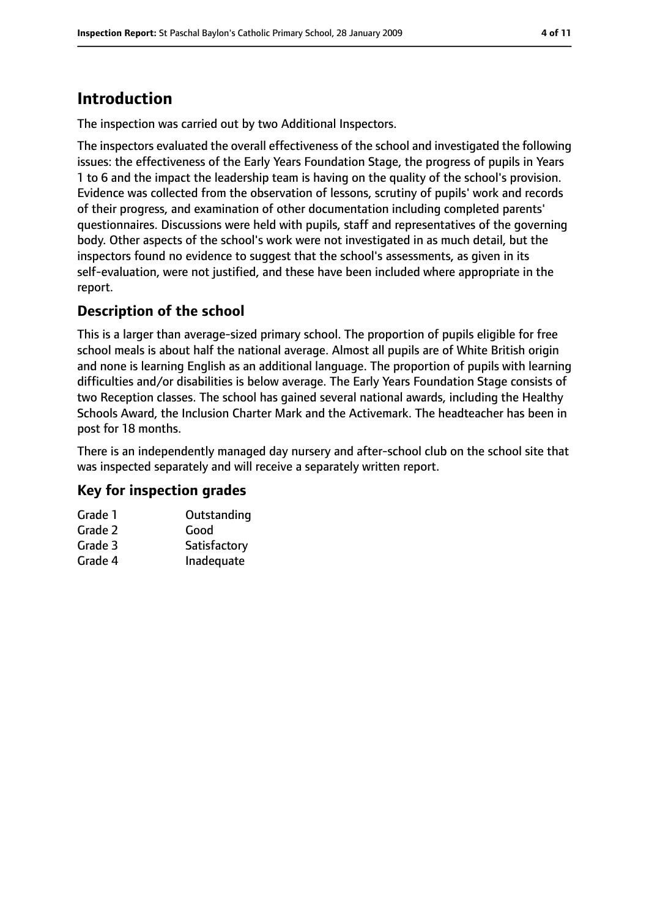# Introduction

The inspection was carried out by two Additional Inspectors.

The inspectors evaluated the overall effectiveness of the school and investigated the following issues: the effectiveness of the Early Years Foundation Stage, the progress of pupils in Years 1 to 6 and the impact the leadership team is having on the quality of the school's provision. Evidence was collected from the observation of lessons, scrutiny of pupils' work and records of their progress, and examination of other documentation including completed parents' questionnaires. Discussions were held with pupils, staff and representatives of the governing body. Other aspects of the school's work were not investigated in as much detail, but the inspectors found no evidence to suggest that the school's assessments, as given in its self-evaluation, were not justified, and these have been included where appropriate in the report.

## Description of the school

This is a larger than average-sized primary school. The proportion of pupils eligible for free school meals is about half the national average. Almost all pupils are of White British origin and none is learning English as an additional language. The proportion of pupils with learning difficulties and/or disabilities is below average. The Early Years Foundation Stage consists of two Reception classes. The school has gained several national awards, including the Healthy Schools Award, the Inclusion Charter Mark and the Activemark. The headteacher has been in post for 18 months.

There is an independently managed day nursery and after-school club on the school site that was inspected separately and will receive a separately written report.

## Key for inspection grades

| | |
|---|---|
| Grade 1 | Outstanding |
| Grade 2 | Good |
| Grade 3 | Satisfactory |
| Grade 4 | Inadequate |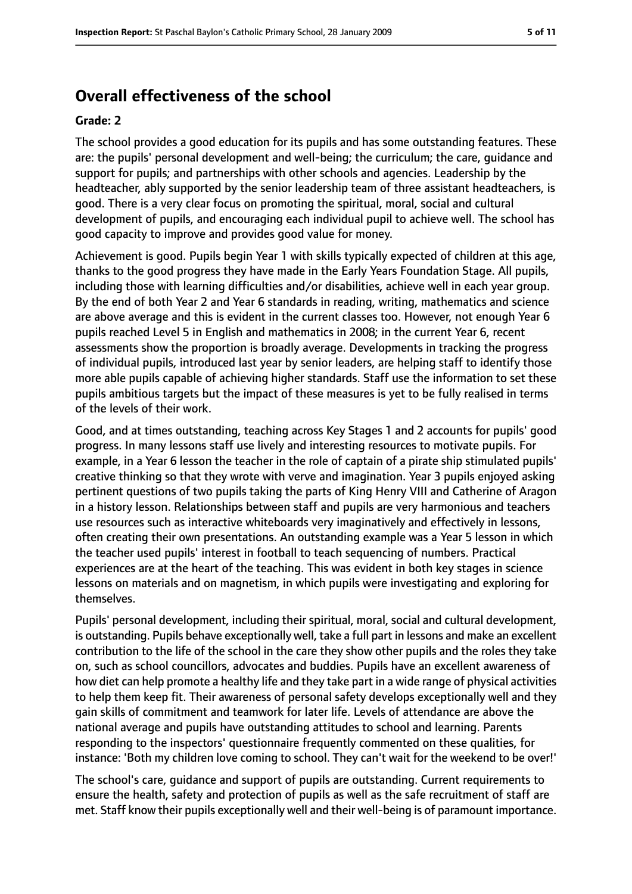## Overall effectiveness of the school

### Grade: 2

The school provides a good education for its pupils and has some outstanding features. These are: the pupils' personal development and well-being; the curriculum; the care, guidance and support for pupils; and partnerships with other schools and agencies. Leadership by the headteacher, ably supported by the senior leadership team of three assistant headteachers, is good. There is a very clear focus on promoting the spiritual, moral, social and cultural development of pupils, and encouraging each individual pupil to achieve well. The school has good capacity to improve and provides good value for money.

Achievement is good. Pupils begin Year 1 with skills typically expected of children at this age, thanks to the good progress they have made in the Early Years Foundation Stage. All pupils, including those with learning difficulties and/or disabilities, achieve well in each year group. By the end of both Year 2 and Year 6 standards in reading, writing, mathematics and science are above average and this is evident in the current classes too. However, not enough Year 6 pupils reached Level 5 in English and mathematics in 2008; in the current Year 6, recent assessments show the proportion is broadly average. Developments in tracking the progress of individual pupils, introduced last year by senior leaders, are helping staff to identify those more able pupils capable of achieving higher standards. Staff use the information to set these pupils ambitious targets but the impact of these measures is yet to be fully realised in terms of the levels of their work.

Good, and at times outstanding, teaching across Key Stages 1 and 2 accounts for pupils' good progress. In many lessons staff use lively and interesting resources to motivate pupils. For example, in a Year 6 lesson the teacher in the role of captain of a pirate ship stimulated pupils' creative thinking so that they wrote with verve and imagination. Year 3 pupils enjoyed asking pertinent questions of two pupils taking the parts of King Henry VIII and Catherine of Aragon in a history lesson. Relationships between staff and pupils are very harmonious and teachers use resources such as interactive whiteboards very imaginatively and effectively in lessons, often creating their own presentations. An outstanding example was a Year 5 lesson in which the teacher used pupils' interest in football to teach sequencing of numbers. Practical experiences are at the heart of the teaching. This was evident in both key stages in science lessons on materials and on magnetism, in which pupils were investigating and exploring for themselves.

Pupils' personal development, including their spiritual, moral, social and cultural development, is outstanding. Pupils behave exceptionally well, take a full part in lessons and make an excellent contribution to the life of the school in the care they show other pupils and the roles they take on, such as school councillors, advocates and buddies. Pupils have an excellent awareness of how diet can help promote a healthy life and they take part in a wide range of physical activities to help them keep fit. Their awareness of personal safety develops exceptionally well and they gain skills of commitment and teamwork for later life. Levels of attendance are above the national average and pupils have outstanding attitudes to school and learning. Parents responding to the inspectors' questionnaire frequently commented on these qualities, for instance: 'Both my children love coming to school. They can't wait for the weekend to be over!'

The school's care, guidance and support of pupils are outstanding. Current requirements to ensure the health, safety and protection of pupils as well as the safe recruitment of staff are met. Staff know their pupils exceptionally well and their well-being is of paramount importance.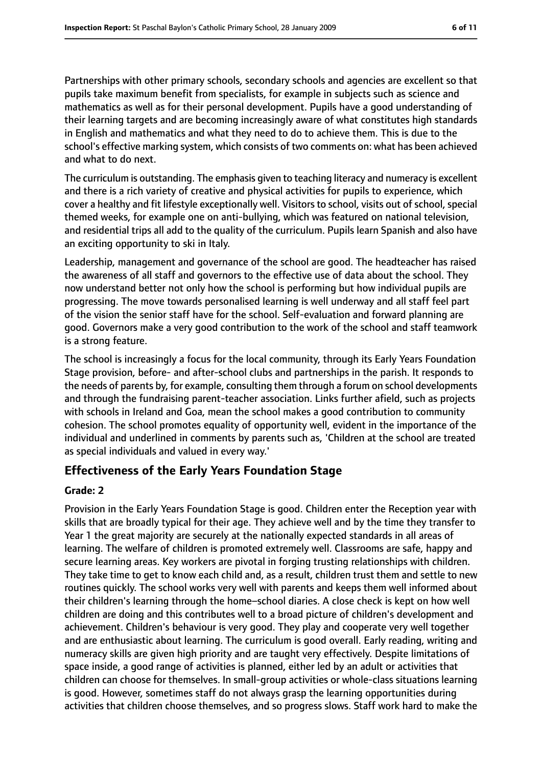Partnerships with other primary schools, secondary schools and agencies are excellent so that pupils take maximum benefit from specialists, for example in subjects such as science and mathematics as well as for their personal development. Pupils have a good understanding of their learning targets and are becoming increasingly aware of what constitutes high standards in English and mathematics and what they need to do to achieve them. This is due to the school's effective marking system, which consists of two comments on: what has been achieved and what to do next.

The curriculum is outstanding. The emphasis given to teaching literacy and numeracy is excellent and there is a rich variety of creative and physical activities for pupils to experience, which cover a healthy and fit lifestyle exceptionally well. Visitors to school, visits out of school, special themed weeks, for example one on anti-bullying, which was featured on national television, and residential trips all add to the quality of the curriculum. Pupils learn Spanish and also have an exciting opportunity to ski in Italy.

Leadership, management and governance of the school are good. The headteacher has raised the awareness of all staff and governors to the effective use of data about the school. They now understand better not only how the school is performing but how individual pupils are progressing. The move towards personalised learning is well underway and all staff feel part of the vision the senior staff have for the school. Self-evaluation and forward planning are good. Governors make a very good contribution to the work of the school and staff teamwork is a strong feature.

The school is increasingly a focus for the local community, through its Early Years Foundation Stage provision, before- and after-school clubs and partnerships in the parish. It responds to the needs of parents by, for example, consulting them through a forum on school developments and through the fundraising parent-teacher association. Links further afield, such as projects with schools in Ireland and Goa, mean the school makes a good contribution to community cohesion. The school promotes equality of opportunity well, evident in the importance of the individual and underlined in comments by parents such as, 'Children at the school are treated as special individuals and valued in every way.'

## Effectiveness of the Early Years Foundation Stage

**Grade: 2**

Provision in the Early Years Foundation Stage is good. Children enter the Reception year with skills that are broadly typical for their age. They achieve well and by the time they transfer to Year 1 the great majority are securely at the nationally expected standards in all areas of learning. The welfare of children is promoted extremely well. Classrooms are safe, happy and secure learning areas. Key workers are pivotal in forging trusting relationships with children. They take time to get to know each child and, as a result, children trust them and settle to new routines quickly. The school works very well with parents and keeps them well informed about their children's learning through the home–school diaries. A close check is kept on how well children are doing and this contributes well to a broad picture of children's development and achievement. Children's behaviour is very good. They play and cooperate very well together and are enthusiastic about learning. The curriculum is good overall. Early reading, writing and numeracy skills are given high priority and are taught very effectively. Despite limitations of space inside, a good range of activities is planned, either led by an adult or activities that children can choose for themselves. In small-group activities or whole-class situations learning is good. However, sometimes staff do not always grasp the learning opportunities during activities that children choose themselves, and so progress slows. Staff work hard to make the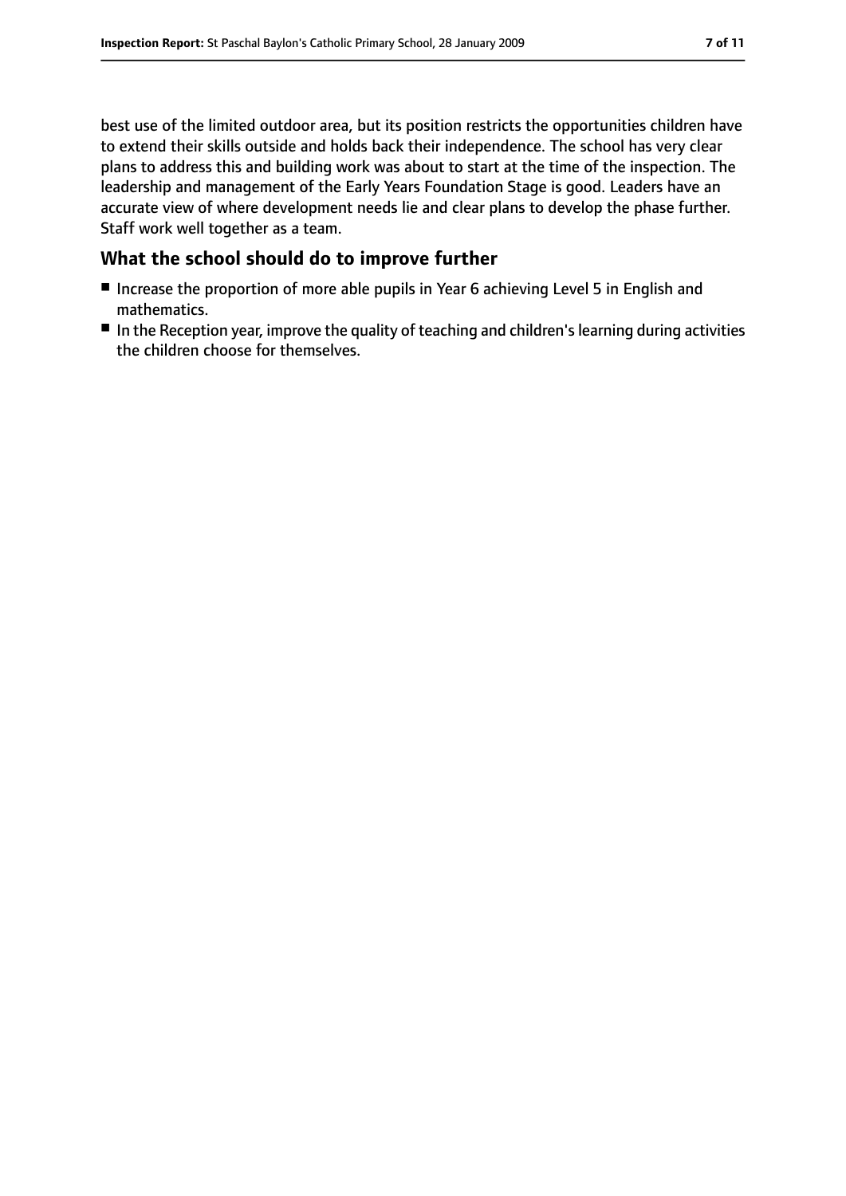best use of the limited outdoor area, but its position restricts the opportunities children have to extend their skills outside and holds back their independence. The school has very clear plans to address this and building work was about to start at the time of the inspection. The leadership and management of the Early Years Foundation Stage is good. Leaders have an accurate view of where development needs lie and clear plans to develop the phase further. Staff work well together as a team.

## What the school should do to improve further

- Increase the proportion of more able pupils in Year 6 achieving Level 5 in English and mathematics.
- In the Reception year, improve the quality of teaching and children's learning during activities the children choose for themselves.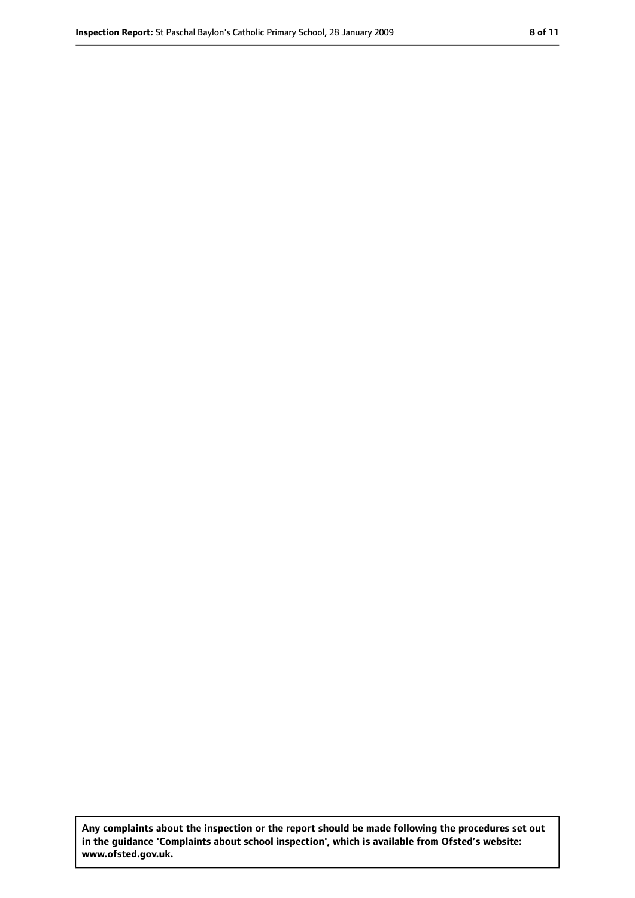**Any complaints about the inspection or the report should be made following the procedures set out in the guidance 'Complaints about school inspection', which is available from Ofsted's website: www.ofsted.gov.uk.**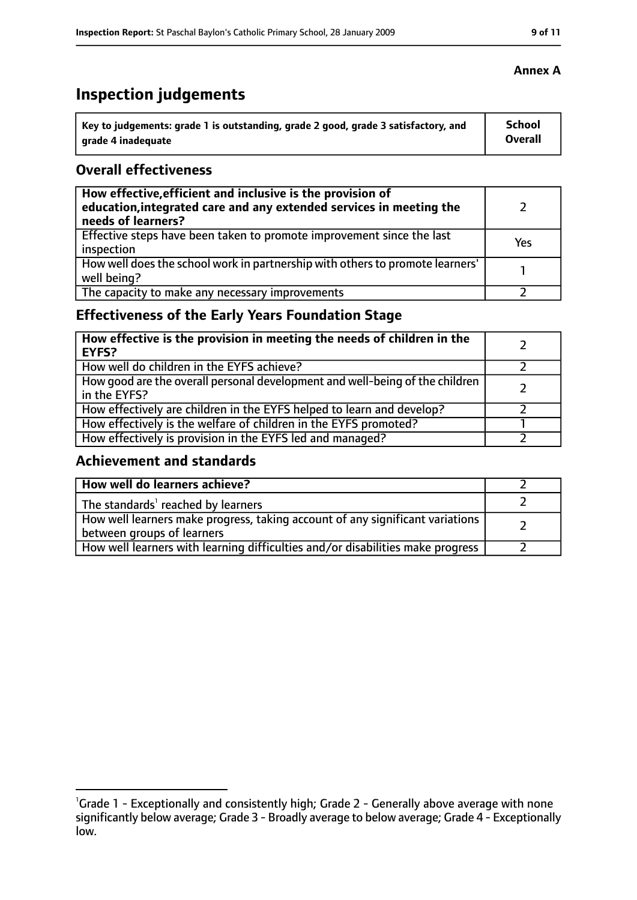**Annex A**

# Inspection judgements

| Key to judgements: grade 1 is outstanding, grade 2 good, grade 3 satisfactory, and grade 4 inadequate | School Overall |
|---|---|

## Overall effectiveness

| | |
|---|---|
| **How effective, efficient and inclusive is the provision of education, integrated care and any extended services in meeting the needs of learners?** | 2 |
| Effective steps have been taken to promote improvement since the last inspection | Yes |
| How well does the school work in partnership with others to promote learners' well being? | 1 |
| The capacity to make any necessary improvements | 2 |

## Effectiveness of the Early Years Foundation Stage

| | |
|---|---|
| **How effective is the provision in meeting the needs of children in the EYFS?** | 2 |
| How well do children in the EYFS achieve? | 2 |
| How good are the overall personal development and well-being of the children in the EYFS? | 2 |
| How effectively are children in the EYFS helped to learn and develop? | 2 |
| How effectively is the welfare of children in the EYFS promoted? | 1 |
| How effectively is provision in the EYFS led and managed? | 2 |

## Achievement and standards

| | |
|---|---|
| **How well do learners achieve?** | 2 |
| The standards[1] reached by learners | 2 |
| How well learners make progress, taking account of any significant variations between groups of learners | 2 |
| How well learners with learning difficulties and/or disabilities make progress | 2 |

[1] Grade 1 - Exceptionally and consistently high; Grade 2 - Generally above average with none significantly below average; Grade 3 - Broadly average to below average; Grade 4 - Exceptionally low.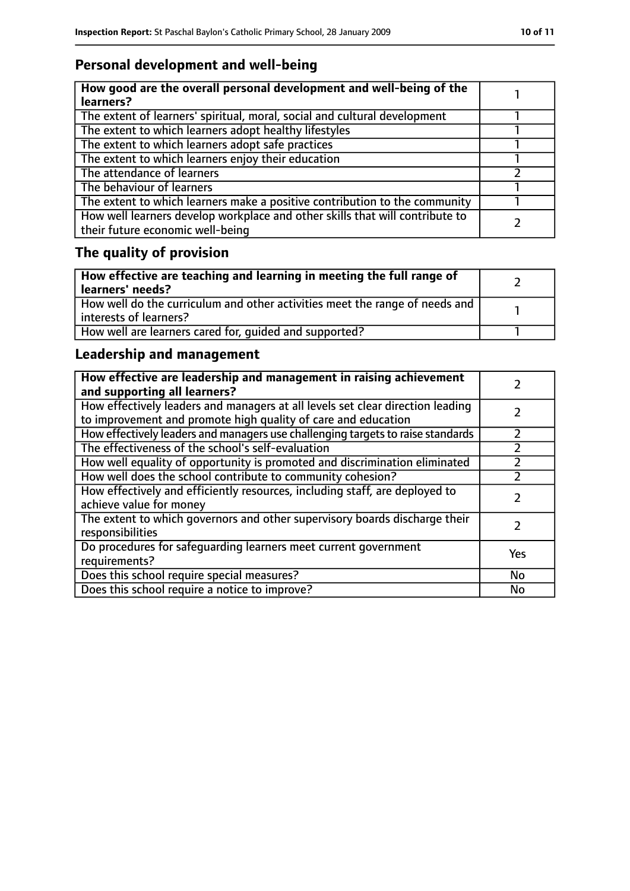## Personal development and well-being

| How good are the overall personal development and well-being of the learners? | 1 |
|---|---|
| The extent of learners' spiritual, moral, social and cultural development | 1 |
| The extent to which learners adopt healthy lifestyles | 1 |
| The extent to which learners adopt safe practices | 1 |
| The extent to which learners enjoy their education | 1 |
| The attendance of learners | 2 |
| The behaviour of learners | 1 |
| The extent to which learners make a positive contribution to the community | 1 |
| How well learners develop workplace and other skills that will contribute to their future economic well-being | 2 |

## The quality of provision

| How effective are teaching and learning in meeting the full range of learners' needs? | 2 |
|---|---|
| How well do the curriculum and other activities meet the range of needs and interests of learners? | 1 |
| How well are learners cared for, guided and supported? | 1 |

## Leadership and management

| How effective are leadership and management in raising achievement and supporting all learners? | 2 |
|---|---|
| How effectively leaders and managers at all levels set clear direction leading to improvement and promote high quality of care and education | 2 |
| How effectively leaders and managers use challenging targets to raise standards | 2 |
| The effectiveness of the school's self-evaluation | 2 |
| How well equality of opportunity is promoted and discrimination eliminated | 2 |
| How well does the school contribute to community cohesion? | 2 |
| How effectively and efficiently resources, including staff, are deployed to achieve value for money | 2 |
| The extent to which governors and other supervisory boards discharge their responsibilities | 2 |
| Do procedures for safeguarding learners meet current government requirements? | Yes |
| Does this school require special measures? | No |
| Does this school require a notice to improve? | No |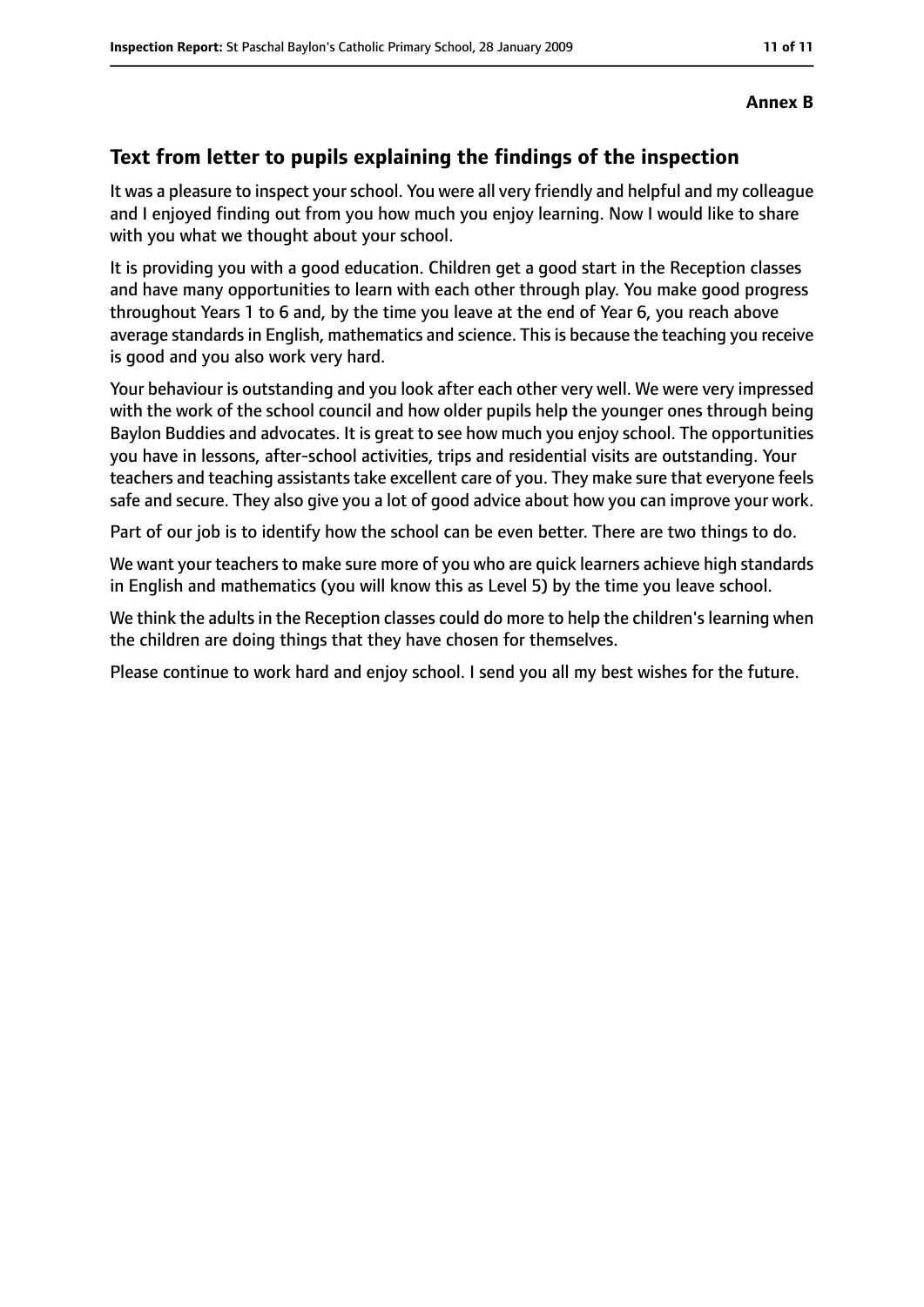**Annex B**

## Text from letter to pupils explaining the findings of the inspection

It was a pleasure to inspect your school. You were all very friendly and helpful and my colleague and I enjoyed finding out from you how much you enjoy learning. Now I would like to share with you what we thought about your school.

It is providing you with a good education. Children get a good start in the Reception classes and have many opportunities to learn with each other through play. You make good progress throughout Years 1 to 6 and, by the time you leave at the end of Year 6, you reach above average standards in English, mathematics and science. This is because the teaching you receive is good and you also work very hard.

Your behaviour is outstanding and you look after each other very well. We were very impressed with the work of the school council and how older pupils help the younger ones through being Baylon Buddies and advocates. It is great to see how much you enjoy school. The opportunities you have in lessons, after-school activities, trips and residential visits are outstanding. Your teachers and teaching assistants take excellent care of you. They make sure that everyone feels safe and secure. They also give you a lot of good advice about how you can improve your work.

Part of our job is to identify how the school can be even better. There are two things to do.

We want your teachers to make sure more of you who are quick learners achieve high standards in English and mathematics (you will know this as Level 5) by the time you leave school.

We think the adults in the Reception classes could do more to help the children's learning when the children are doing things that they have chosen for themselves.

Please continue to work hard and enjoy school. I send you all my best wishes for the future.